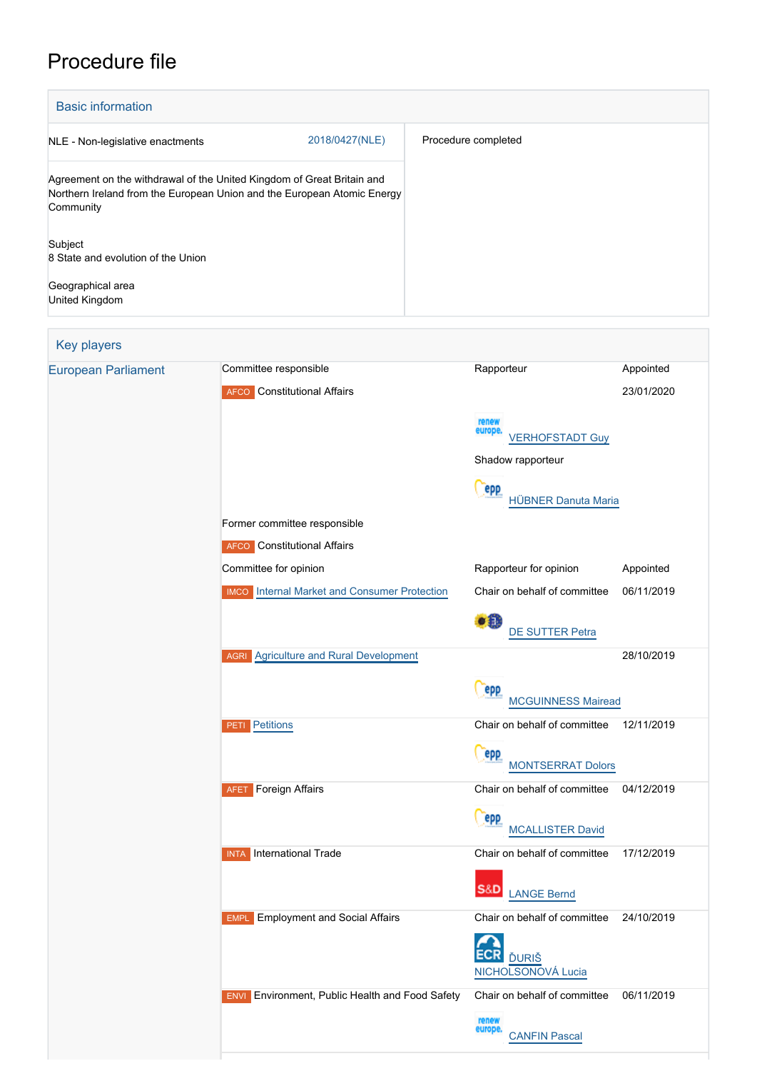# Procedure file

## Basic information

| | |
|---|---|
| NLE - Non-legislative enactments 2018/0427(NLE) | Procedure completed |
| Agreement on the withdrawal of the United Kingdom of Great Britain and Northern Ireland from the European Union and the European Atomic Energy Community | |
| Subject<br>8 State and evolution of the Union | |
| Geographical area<br>United Kingdom | |

## Key players

| | Committee responsible | Rapporteur | Appointed |
|---|---|---|---|
| European Parliament | AFCO Constitutional Affairs | | 23/01/2020 |
| | | VERHOFSTADT Guy | |
| | | Shadow rapporteur | |
| | | HÜBNER Danuta Maria | |
| | Former committee responsible | | |
| | AFCO Constitutional Affairs | | |
| | Committee for opinion | Rapporteur for opinion | Appointed |
| | IMCO Internal Market and Consumer Protection | Chair on behalf of committee | 06/11/2019 |
| | | DE SUTTER Petra | |
| | AGRI Agriculture and Rural Development | | 28/10/2019 |
| | | MCGUINNESS Mairead | |
| | PETI Petitions | Chair on behalf of committee | 12/11/2019 |
| | | MONTSERRAT Dolors | |
| | AFET Foreign Affairs | Chair on behalf of committee | 04/12/2019 |
| | | MCALLISTER David | |
| | INTA International Trade | Chair on behalf of committee | 17/12/2019 |
| | | LANGE Bernd | |
| | EMPL Employment and Social Affairs | Chair on behalf of committee | 24/10/2019 |
| | | ĎURIŠ NICHOLSONOVÁ Lucia | |
| | ENVI Environment, Public Health and Food Safety | Chair on behalf of committee | 06/11/2019 |
| | | CANFIN Pascal | |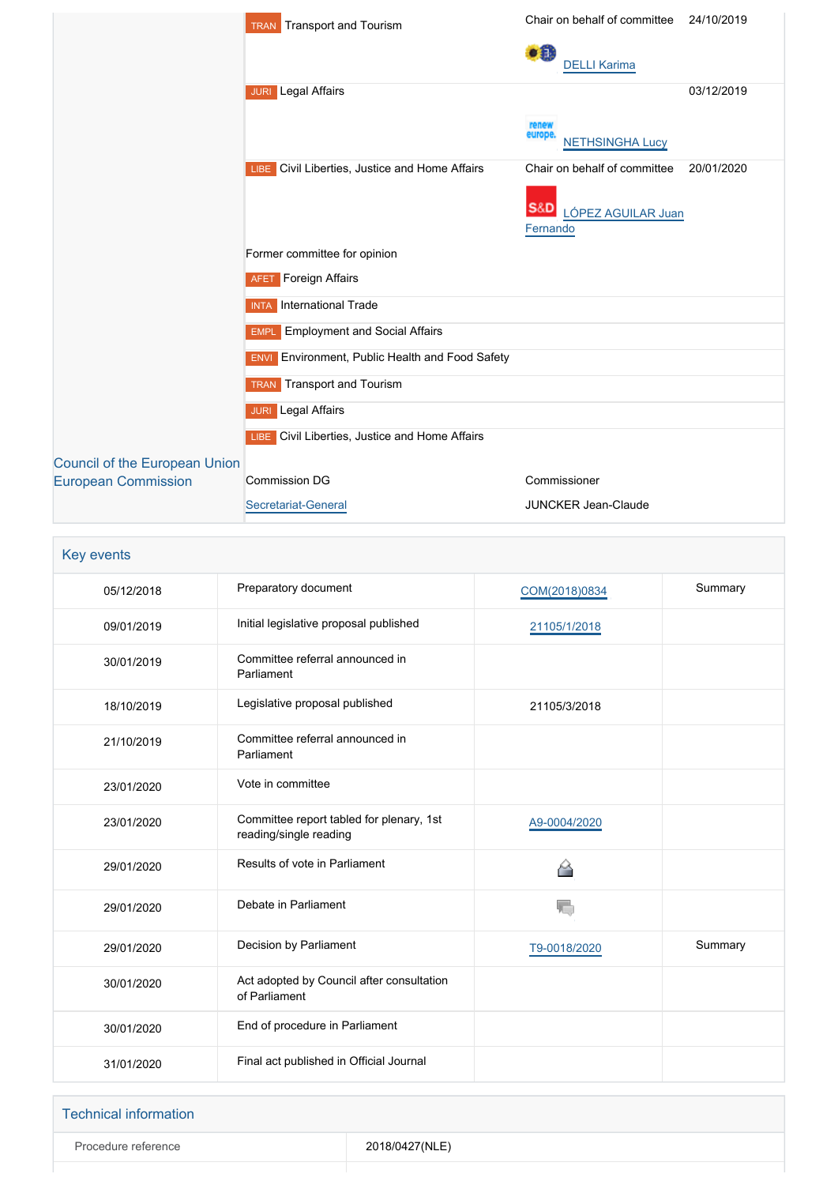| | Committee | Role | Rapporteur | Appointed |
|---|---|---|---|---|
| | TRAN Transport and Tourism | Chair on behalf of committee | DELLI Karima | 24/10/2019 |
| | JURI Legal Affairs | | NETHSINGHA Lucy | 03/12/2019 |
| | LIBE Civil Liberties, Justice and Home Affairs | Chair on behalf of committee | LÓPEZ AGUILAR Juan Fernando | 20/01/2020 |
| | Former committee for opinion | | | |
| | AFET Foreign Affairs | | | |
| | INTA International Trade | | | |
| | EMPL Employment and Social Affairs | | | |
| | ENVI Environment, Public Health and Food Safety | | | |
| | TRAN Transport and Tourism | | | |
| | JURI Legal Affairs | | | |
| | LIBE Civil Liberties, Justice and Home Affairs | | | |
| Council of the European Union | | | | |
| European Commission | Commission DG | Commissioner | | |
| | Secretariat-General | JUNCKER Jean-Claude | | |

## Key events

| Date | Event | Reference | Summary |
|---|---|---|---|
| 05/12/2018 | Preparatory document | COM(2018)0834 | Summary |
| 09/01/2019 | Initial legislative proposal published | 21105/1/2018 | |
| 30/01/2019 | Committee referral announced in Parliament | | |
| 18/10/2019 | Legislative proposal published | 21105/3/2018 | |
| 21/10/2019 | Committee referral announced in Parliament | | |
| 23/01/2020 | Vote in committee | | |
| 23/01/2020 | Committee report tabled for plenary, 1st reading/single reading | A9-0004/2020 | |
| 29/01/2020 | Results of vote in Parliament | | |
| 29/01/2020 | Debate in Parliament | | |
| 29/01/2020 | Decision by Parliament | T9-0018/2020 | Summary |
| 30/01/2020 | Act adopted by Council after consultation of Parliament | | |
| 30/01/2020 | End of procedure in Parliament | | |
| 31/01/2020 | Final act published in Official Journal | | |

## Technical information

| | |
|---|---|
| Procedure reference | 2018/0427(NLE) |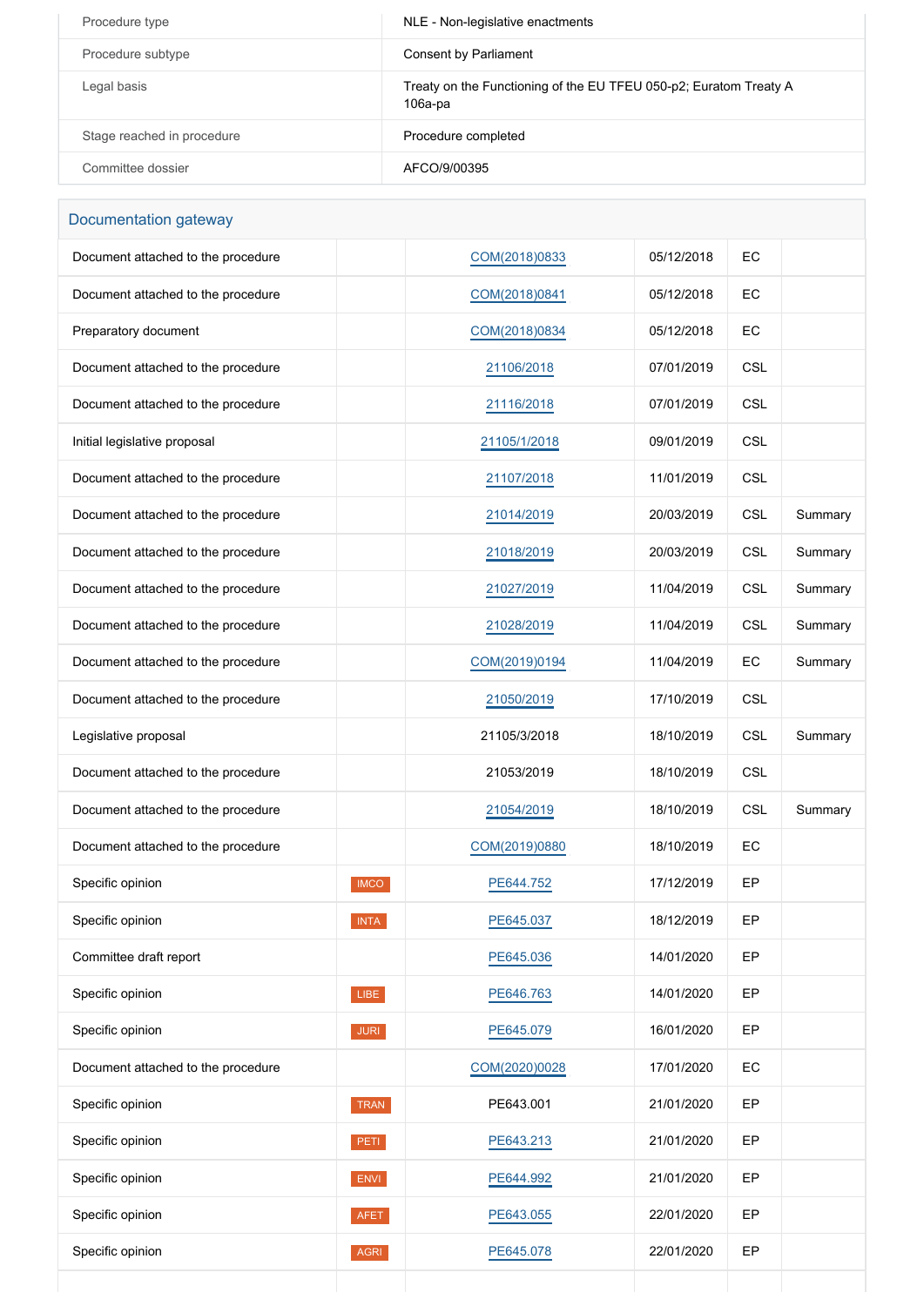| | |
|---|---|
| Procedure type | NLE - Non-legislative enactments |
| Procedure subtype | Consent by Parliament |
| Legal basis | Treaty on the Functioning of the EU TFEU 050-p2; Euratom Treaty A 106a-pa |
| Stage reached in procedure | Procedure completed |
| Committee dossier | AFCO/9/00395 |

## Documentation gateway

| | | | | | |
|---|---|---|---|---|---|
| Document attached to the procedure | | COM(2018)0833 | 05/12/2018 | EC | |
| Document attached to the procedure | | COM(2018)0841 | 05/12/2018 | EC | |
| Preparatory document | | COM(2018)0834 | 05/12/2018 | EC | |
| Document attached to the procedure | | 21106/2018 | 07/01/2019 | CSL | |
| Document attached to the procedure | | 21116/2018 | 07/01/2019 | CSL | |
| Initial legislative proposal | | 21105/1/2018 | 09/01/2019 | CSL | |
| Document attached to the procedure | | 21107/2018 | 11/01/2019 | CSL | |
| Document attached to the procedure | | 21014/2019 | 20/03/2019 | CSL | Summary |
| Document attached to the procedure | | 21018/2019 | 20/03/2019 | CSL | Summary |
| Document attached to the procedure | | 21027/2019 | 11/04/2019 | CSL | Summary |
| Document attached to the procedure | | 21028/2019 | 11/04/2019 | CSL | Summary |
| Document attached to the procedure | | COM(2019)0194 | 11/04/2019 | EC | Summary |
| Document attached to the procedure | | 21050/2019 | 17/10/2019 | CSL | |
| Legislative proposal | | 21105/3/2018 | 18/10/2019 | CSL | Summary |
| Document attached to the procedure | | 21053/2019 | 18/10/2019 | CSL | |
| Document attached to the procedure | | 21054/2019 | 18/10/2019 | CSL | Summary |
| Document attached to the procedure | | COM(2019)0880 | 18/10/2019 | EC | |
| Specific opinion | IMCO | PE644.752 | 17/12/2019 | EP | |
| Specific opinion | INTA | PE645.037 | 18/12/2019 | EP | |
| Committee draft report | | PE645.036 | 14/01/2020 | EP | |
| Specific opinion | LIBE | PE646.763 | 14/01/2020 | EP | |
| Specific opinion | JURI | PE645.079 | 16/01/2020 | EP | |
| Document attached to the procedure | | COM(2020)0028 | 17/01/2020 | EC | |
| Specific opinion | TRAN | PE643.001 | 21/01/2020 | EP | |
| Specific opinion | PETI | PE643.213 | 21/01/2020 | EP | |
| Specific opinion | ENVI | PE644.992 | 21/01/2020 | EP | |
| Specific opinion | AFET | PE643.055 | 22/01/2020 | EP | |
| Specific opinion | AGRI | PE645.078 | 22/01/2020 | EP | |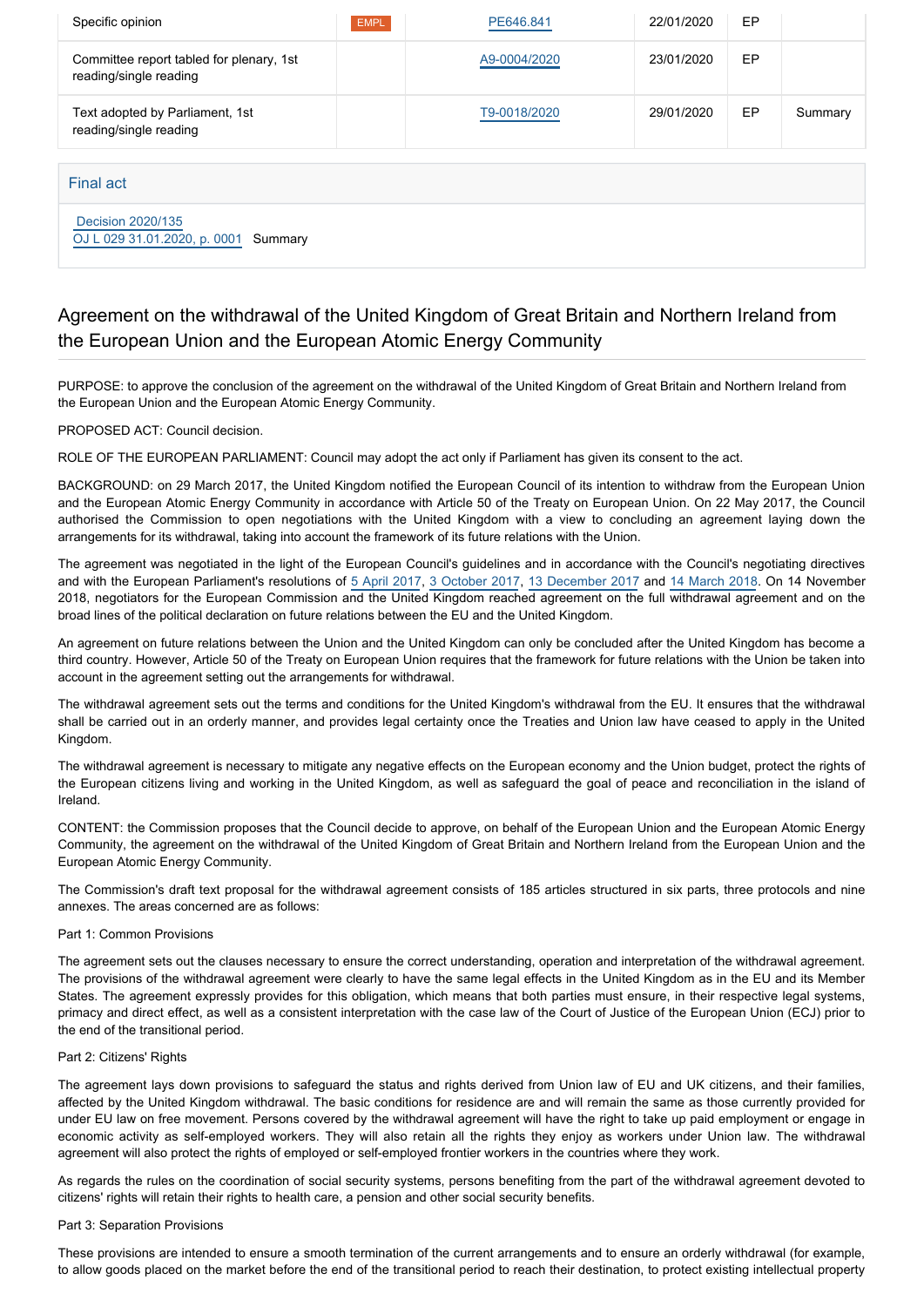| Specific opinion | EMPL | PE646.841 | 22/01/2020 | EP | |
|---|---|---|---|---|---|
| Committee report tabled for plenary, 1st reading/single reading | | A9-0004/2020 | 23/01/2020 | EP | |
| Text adopted by Parliament, 1st reading/single reading | | T9-0018/2020 | 29/01/2020 | EP | Summary |

### Final act

Decision 2020/135
OJ L 029 31.01.2020, p. 0001 Summary

## Agreement on the withdrawal of the United Kingdom of Great Britain and Northern Ireland from the European Union and the European Atomic Energy Community

PURPOSE: to approve the conclusion of the agreement on the withdrawal of the United Kingdom of Great Britain and Northern Ireland from the European Union and the European Atomic Energy Community.

PROPOSED ACT: Council decision.

ROLE OF THE EUROPEAN PARLIAMENT: Council may adopt the act only if Parliament has given its consent to the act.

BACKGROUND: on 29 March 2017, the United Kingdom notified the European Council of its intention to withdraw from the European Union and the European Atomic Energy Community in accordance with Article 50 of the Treaty on European Union. On 22 May 2017, the Council authorised the Commission to open negotiations with the United Kingdom with a view to concluding an agreement laying down the arrangements for its withdrawal, taking into account the framework of its future relations with the Union.

The agreement was negotiated in the light of the European Council's guidelines and in accordance with the Council's negotiating directives and with the European Parliament's resolutions of 5 April 2017, 3 October 2017, 13 December 2017 and 14 March 2018. On 14 November 2018, negotiators for the European Commission and the United Kingdom reached agreement on the full withdrawal agreement and on the broad lines of the political declaration on future relations between the EU and the United Kingdom.

An agreement on future relations between the Union and the United Kingdom can only be concluded after the United Kingdom has become a third country. However, Article 50 of the Treaty on European Union requires that the framework for future relations with the Union be taken into account in the agreement setting out the arrangements for withdrawal.

The withdrawal agreement sets out the terms and conditions for the United Kingdom's withdrawal from the EU. It ensures that the withdrawal shall be carried out in an orderly manner, and provides legal certainty once the Treaties and Union law have ceased to apply in the United Kingdom.

The withdrawal agreement is necessary to mitigate any negative effects on the European economy and the Union budget, protect the rights of the European citizens living and working in the United Kingdom, as well as safeguard the goal of peace and reconciliation in the island of Ireland.

CONTENT: the Commission proposes that the Council decide to approve, on behalf of the European Union and the European Atomic Energy Community, the agreement on the withdrawal of the United Kingdom of Great Britain and Northern Ireland from the European Union and the European Atomic Energy Community.

The Commission's draft text proposal for the withdrawal agreement consists of 185 articles structured in six parts, three protocols and nine annexes. The areas concerned are as follows:

Part 1: Common Provisions

The agreement sets out the clauses necessary to ensure the correct understanding, operation and interpretation of the withdrawal agreement. The provisions of the withdrawal agreement were clearly to have the same legal effects in the United Kingdom as in the EU and its Member States. The agreement expressly provides for this obligation, which means that both parties must ensure, in their respective legal systems, primacy and direct effect, as well as a consistent interpretation with the case law of the Court of Justice of the European Union (ECJ) prior to the end of the transitional period.

Part 2: Citizens' Rights

The agreement lays down provisions to safeguard the status and rights derived from Union law of EU and UK citizens, and their families, affected by the United Kingdom withdrawal. The basic conditions for residence are and will remain the same as those currently provided for under EU law on free movement. Persons covered by the withdrawal agreement will have the right to take up paid employment or engage in economic activity as self-employed workers. They will also retain all the rights they enjoy as workers under Union law. The withdrawal agreement will also protect the rights of employed or self-employed frontier workers in the countries where they work.

As regards the rules on the coordination of social security systems, persons benefiting from the part of the withdrawal agreement devoted to citizens' rights will retain their rights to health care, a pension and other social security benefits.

Part 3: Separation Provisions

These provisions are intended to ensure a smooth termination of the current arrangements and to ensure an orderly withdrawal (for example, to allow goods placed on the market before the end of the transitional period to reach their destination, to protect existing intellectual property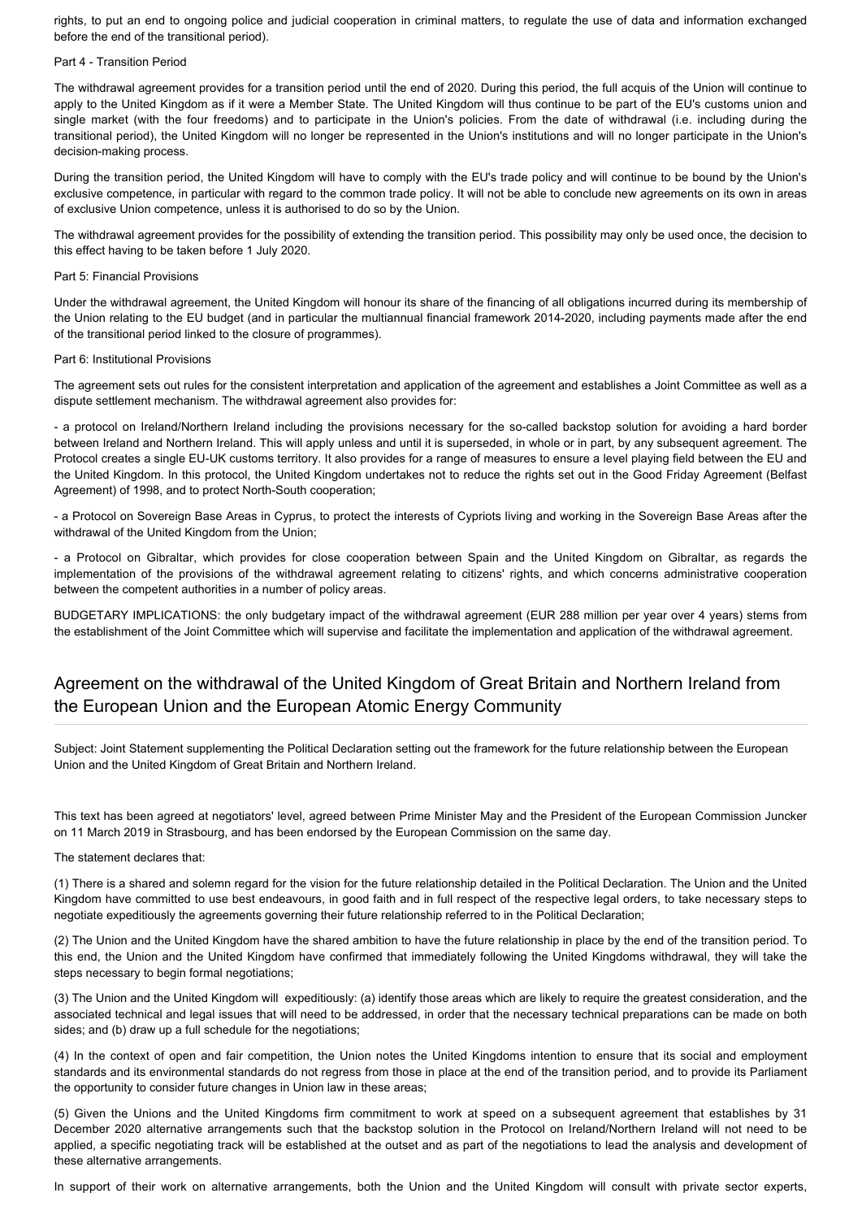rights, to put an end to ongoing police and judicial cooperation in criminal matters, to regulate the use of data and information exchanged before the end of the transitional period).

Part 4 - Transition Period

The withdrawal agreement provides for a transition period until the end of 2020. During this period, the full acquis of the Union will continue to apply to the United Kingdom as if it were a Member State. The United Kingdom will thus continue to be part of the EU's customs union and single market (with the four freedoms) and to participate in the Union's policies. From the date of withdrawal (i.e. including during the transitional period), the United Kingdom will no longer be represented in the Union's institutions and will no longer participate in the Union's decision-making process.

During the transition period, the United Kingdom will have to comply with the EU's trade policy and will continue to be bound by the Union's exclusive competence, in particular with regard to the common trade policy. It will not be able to conclude new agreements on its own in areas of exclusive Union competence, unless it is authorised to do so by the Union.

The withdrawal agreement provides for the possibility of extending the transition period. This possibility may only be used once, the decision to this effect having to be taken before 1 July 2020.

Part 5: Financial Provisions

Under the withdrawal agreement, the United Kingdom will honour its share of the financing of all obligations incurred during its membership of the Union relating to the EU budget (and in particular the multiannual financial framework 2014-2020, including payments made after the end of the transitional period linked to the closure of programmes).

Part 6: Institutional Provisions

The agreement sets out rules for the consistent interpretation and application of the agreement and establishes a Joint Committee as well as a dispute settlement mechanism. The withdrawal agreement also provides for:

- a protocol on Ireland/Northern Ireland including the provisions necessary for the so-called backstop solution for avoiding a hard border between Ireland and Northern Ireland. This will apply unless and until it is superseded, in whole or in part, by any subsequent agreement. The Protocol creates a single EU-UK customs territory. It also provides for a range of measures to ensure a level playing field between the EU and the United Kingdom. In this protocol, the United Kingdom undertakes not to reduce the rights set out in the Good Friday Agreement (Belfast Agreement) of 1998, and to protect North-South cooperation;

- a Protocol on Sovereign Base Areas in Cyprus, to protect the interests of Cypriots living and working in the Sovereign Base Areas after the withdrawal of the United Kingdom from the Union;

- a Protocol on Gibraltar, which provides for close cooperation between Spain and the United Kingdom on Gibraltar, as regards the implementation of the provisions of the withdrawal agreement relating to citizens' rights, and which concerns administrative cooperation between the competent authorities in a number of policy areas.

BUDGETARY IMPLICATIONS: the only budgetary impact of the withdrawal agreement (EUR 288 million per year over 4 years) stems from the establishment of the Joint Committee which will supervise and facilitate the implementation and application of the withdrawal agreement.

## Agreement on the withdrawal of the United Kingdom of Great Britain and Northern Ireland from the European Union and the European Atomic Energy Community

Subject: Joint Statement supplementing the Political Declaration setting out the framework for the future relationship between the European Union and the United Kingdom of Great Britain and Northern Ireland.

This text has been agreed at negotiators' level, agreed between Prime Minister May and the President of the European Commission Juncker on 11 March 2019 in Strasbourg, and has been endorsed by the European Commission on the same day.

The statement declares that:

(1) There is a shared and solemn regard for the vision for the future relationship detailed in the Political Declaration. The Union and the United Kingdom have committed to use best endeavours, in good faith and in full respect of the respective legal orders, to take necessary steps to negotiate expeditiously the agreements governing their future relationship referred to in the Political Declaration;

(2) The Union and the United Kingdom have the shared ambition to have the future relationship in place by the end of the transition period. To this end, the Union and the United Kingdom have confirmed that immediately following the United Kingdoms withdrawal, they will take the steps necessary to begin formal negotiations;

(3) The Union and the United Kingdom will expeditiously: (a) identify those areas which are likely to require the greatest consideration, and the associated technical and legal issues that will need to be addressed, in order that the necessary technical preparations can be made on both sides; and (b) draw up a full schedule for the negotiations;

(4) In the context of open and fair competition, the Union notes the United Kingdoms intention to ensure that its social and employment standards and its environmental standards do not regress from those in place at the end of the transition period, and to provide its Parliament the opportunity to consider future changes in Union law in these areas;

(5) Given the Unions and the United Kingdoms firm commitment to work at speed on a subsequent agreement that establishes by 31 December 2020 alternative arrangements such that the backstop solution in the Protocol on Ireland/Northern Ireland will not need to be applied, a specific negotiating track will be established at the outset and as part of the negotiations to lead the analysis and development of these alternative arrangements.

In support of their work on alternative arrangements, both the Union and the United Kingdom will consult with private sector experts,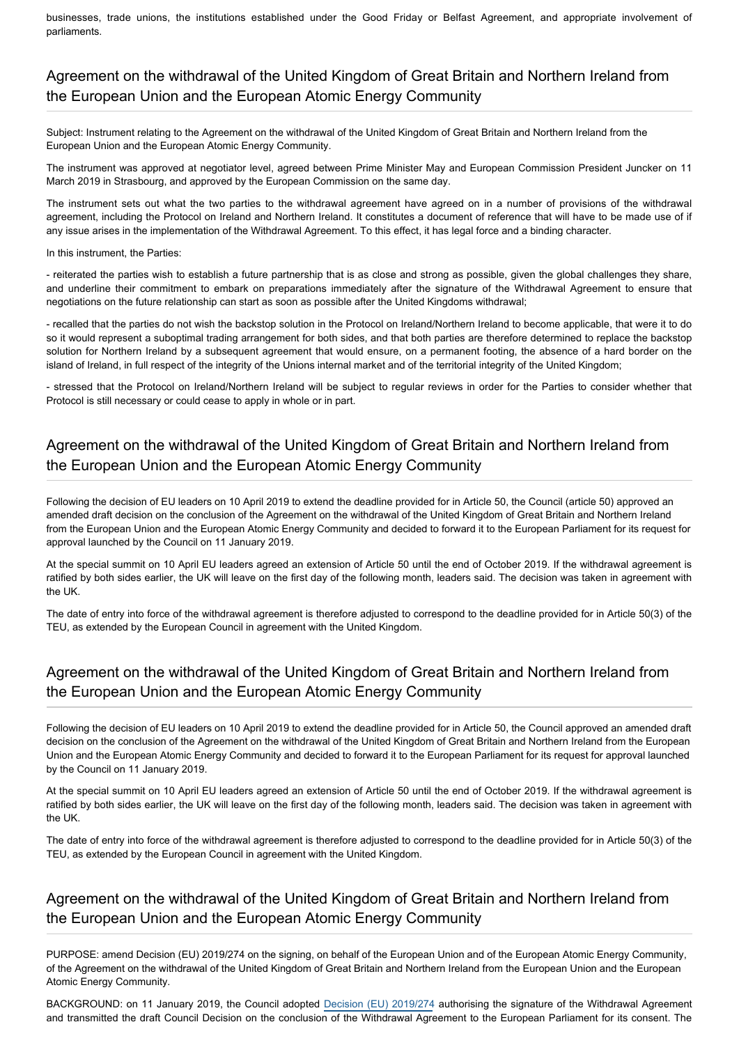businesses, trade unions, the institutions established under the Good Friday or Belfast Agreement, and appropriate involvement of parliaments.

## Agreement on the withdrawal of the United Kingdom of Great Britain and Northern Ireland from the European Union and the European Atomic Energy Community

Subject: Instrument relating to the Agreement on the withdrawal of the United Kingdom of Great Britain and Northern Ireland from the European Union and the European Atomic Energy Community.

The instrument was approved at negotiator level, agreed between Prime Minister May and European Commission President Juncker on 11 March 2019 in Strasbourg, and approved by the European Commission on the same day.

The instrument sets out what the two parties to the withdrawal agreement have agreed on in a number of provisions of the withdrawal agreement, including the Protocol on Ireland and Northern Ireland. It constitutes a document of reference that will have to be made use of if any issue arises in the implementation of the Withdrawal Agreement. To this effect, it has legal force and a binding character.

In this instrument, the Parties:

- reiterated the parties wish to establish a future partnership that is as close and strong as possible, given the global challenges they share, and underline their commitment to embark on preparations immediately after the signature of the Withdrawal Agreement to ensure that negotiations on the future relationship can start as soon as possible after the United Kingdoms withdrawal;

- recalled that the parties do not wish the backstop solution in the Protocol on Ireland/Northern Ireland to become applicable, that were it to do so it would represent a suboptimal trading arrangement for both sides, and that both parties are therefore determined to replace the backstop solution for Northern Ireland by a subsequent agreement that would ensure, on a permanent footing, the absence of a hard border on the island of Ireland, in full respect of the integrity of the Unions internal market and of the territorial integrity of the United Kingdom;

- stressed that the Protocol on Ireland/Northern Ireland will be subject to regular reviews in order for the Parties to consider whether that Protocol is still necessary or could cease to apply in whole or in part.

## Agreement on the withdrawal of the United Kingdom of Great Britain and Northern Ireland from the European Union and the European Atomic Energy Community

Following the decision of EU leaders on 10 April 2019 to extend the deadline provided for in Article 50, the Council (article 50) approved an amended draft decision on the conclusion of the Agreement on the withdrawal of the United Kingdom of Great Britain and Northern Ireland from the European Union and the European Atomic Energy Community and decided to forward it to the European Parliament for its request for approval launched by the Council on 11 January 2019.

At the special summit on 10 April EU leaders agreed an extension of Article 50 until the end of October 2019. If the withdrawal agreement is ratified by both sides earlier, the UK will leave on the first day of the following month, leaders said. The decision was taken in agreement with the UK.

The date of entry into force of the withdrawal agreement is therefore adjusted to correspond to the deadline provided for in Article 50(3) of the TEU, as extended by the European Council in agreement with the United Kingdom.

## Agreement on the withdrawal of the United Kingdom of Great Britain and Northern Ireland from the European Union and the European Atomic Energy Community

Following the decision of EU leaders on 10 April 2019 to extend the deadline provided for in Article 50, the Council approved an amended draft decision on the conclusion of the Agreement on the withdrawal of the United Kingdom of Great Britain and Northern Ireland from the European Union and the European Atomic Energy Community and decided to forward it to the European Parliament for its request for approval launched by the Council on 11 January 2019.

At the special summit on 10 April EU leaders agreed an extension of Article 50 until the end of October 2019. If the withdrawal agreement is ratified by both sides earlier, the UK will leave on the first day of the following month, leaders said. The decision was taken in agreement with the UK.

The date of entry into force of the withdrawal agreement is therefore adjusted to correspond to the deadline provided for in Article 50(3) of the TEU, as extended by the European Council in agreement with the United Kingdom.

## Agreement on the withdrawal of the United Kingdom of Great Britain and Northern Ireland from the European Union and the European Atomic Energy Community

PURPOSE: amend Decision (EU) 2019/274 on the signing, on behalf of the European Union and of the European Atomic Energy Community, of the Agreement on the withdrawal of the United Kingdom of Great Britain and Northern Ireland from the European Union and the European Atomic Energy Community.

BACKGROUND: on 11 January 2019, the Council adopted Decision (EU) 2019/274 authorising the signature of the Withdrawal Agreement and transmitted the draft Council Decision on the conclusion of the Withdrawal Agreement to the European Parliament for its consent. The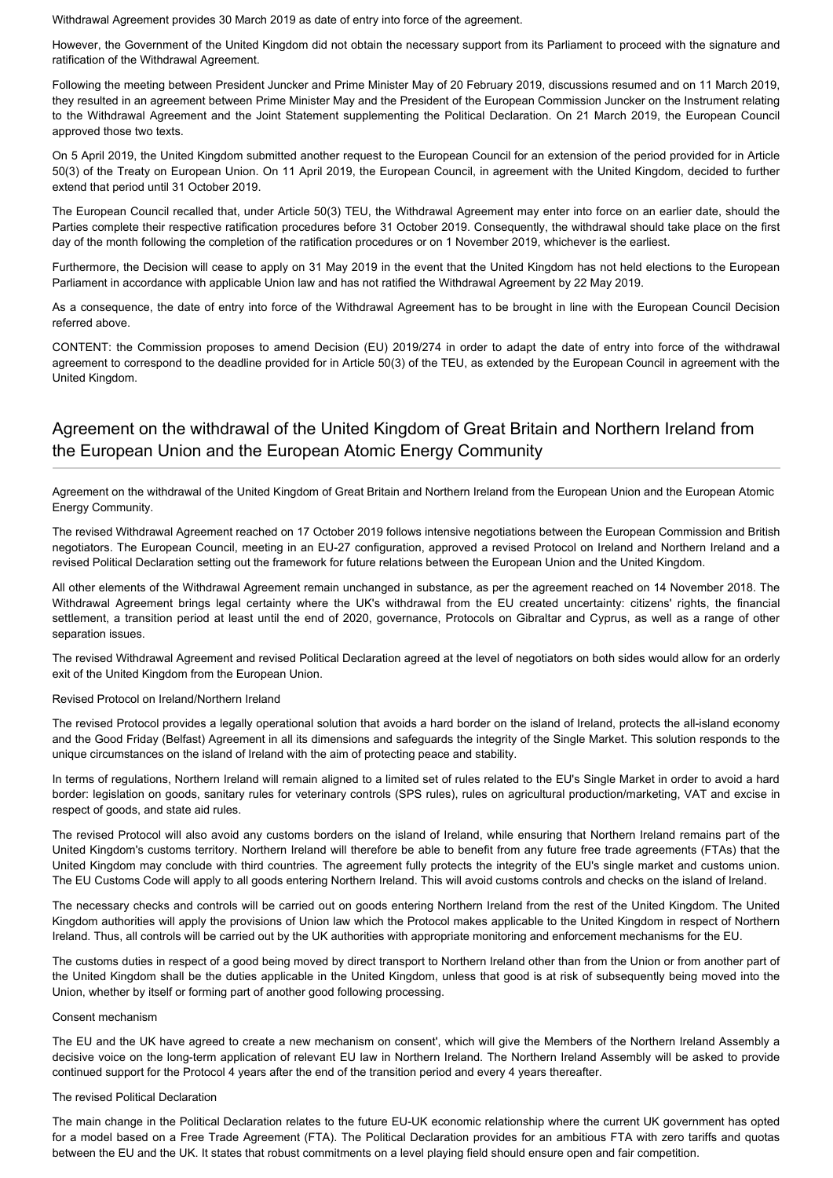Withdrawal Agreement provides 30 March 2019 as date of entry into force of the agreement.

However, the Government of the United Kingdom did not obtain the necessary support from its Parliament to proceed with the signature and ratification of the Withdrawal Agreement.

Following the meeting between President Juncker and Prime Minister May of 20 February 2019, discussions resumed and on 11 March 2019, they resulted in an agreement between Prime Minister May and the President of the European Commission Juncker on the Instrument relating to the Withdrawal Agreement and the Joint Statement supplementing the Political Declaration. On 21 March 2019, the European Council approved those two texts.

On 5 April 2019, the United Kingdom submitted another request to the European Council for an extension of the period provided for in Article 50(3) of the Treaty on European Union. On 11 April 2019, the European Council, in agreement with the United Kingdom, decided to further extend that period until 31 October 2019.

The European Council recalled that, under Article 50(3) TEU, the Withdrawal Agreement may enter into force on an earlier date, should the Parties complete their respective ratification procedures before 31 October 2019. Consequently, the withdrawal should take place on the first day of the month following the completion of the ratification procedures or on 1 November 2019, whichever is the earliest.

Furthermore, the Decision will cease to apply on 31 May 2019 in the event that the United Kingdom has not held elections to the European Parliament in accordance with applicable Union law and has not ratified the Withdrawal Agreement by 22 May 2019.

As a consequence, the date of entry into force of the Withdrawal Agreement has to be brought in line with the European Council Decision referred above.

CONTENT: the Commission proposes to amend Decision (EU) 2019/274 in order to adapt the date of entry into force of the withdrawal agreement to correspond to the deadline provided for in Article 50(3) of the TEU, as extended by the European Council in agreement with the United Kingdom.

## Agreement on the withdrawal of the United Kingdom of Great Britain and Northern Ireland from the European Union and the European Atomic Energy Community

Agreement on the withdrawal of the United Kingdom of Great Britain and Northern Ireland from the European Union and the European Atomic Energy Community.

The revised Withdrawal Agreement reached on 17 October 2019 follows intensive negotiations between the European Commission and British negotiators. The European Council, meeting in an EU-27 configuration, approved a revised Protocol on Ireland and Northern Ireland and a revised Political Declaration setting out the framework for future relations between the European Union and the United Kingdom.

All other elements of the Withdrawal Agreement remain unchanged in substance, as per the agreement reached on 14 November 2018. The Withdrawal Agreement brings legal certainty where the UK's withdrawal from the EU created uncertainty: citizens' rights, the financial settlement, a transition period at least until the end of 2020, governance, Protocols on Gibraltar and Cyprus, as well as a range of other separation issues.

The revised Withdrawal Agreement and revised Political Declaration agreed at the level of negotiators on both sides would allow for an orderly exit of the United Kingdom from the European Union.

Revised Protocol on Ireland/Northern Ireland

The revised Protocol provides a legally operational solution that avoids a hard border on the island of Ireland, protects the all-island economy and the Good Friday (Belfast) Agreement in all its dimensions and safeguards the integrity of the Single Market. This solution responds to the unique circumstances on the island of Ireland with the aim of protecting peace and stability.

In terms of regulations, Northern Ireland will remain aligned to a limited set of rules related to the EU's Single Market in order to avoid a hard border: legislation on goods, sanitary rules for veterinary controls (SPS rules), rules on agricultural production/marketing, VAT and excise in respect of goods, and state aid rules.

The revised Protocol will also avoid any customs borders on the island of Ireland, while ensuring that Northern Ireland remains part of the United Kingdom's customs territory. Northern Ireland will therefore be able to benefit from any future free trade agreements (FTAs) that the United Kingdom may conclude with third countries. The agreement fully protects the integrity of the EU's single market and customs union. The EU Customs Code will apply to all goods entering Northern Ireland. This will avoid customs controls and checks on the island of Ireland.

The necessary checks and controls will be carried out on goods entering Northern Ireland from the rest of the United Kingdom. The United Kingdom authorities will apply the provisions of Union law which the Protocol makes applicable to the United Kingdom in respect of Northern Ireland. Thus, all controls will be carried out by the UK authorities with appropriate monitoring and enforcement mechanisms for the EU.

The customs duties in respect of a good being moved by direct transport to Northern Ireland other than from the Union or from another part of the United Kingdom shall be the duties applicable in the United Kingdom, unless that good is at risk of subsequently being moved into the Union, whether by itself or forming part of another good following processing.

Consent mechanism

The EU and the UK have agreed to create a new mechanism on consent', which will give the Members of the Northern Ireland Assembly a decisive voice on the long-term application of relevant EU law in Northern Ireland. The Northern Ireland Assembly will be asked to provide continued support for the Protocol 4 years after the end of the transition period and every 4 years thereafter.

The revised Political Declaration

The main change in the Political Declaration relates to the future EU-UK economic relationship where the current UK government has opted for a model based on a Free Trade Agreement (FTA). The Political Declaration provides for an ambitious FTA with zero tariffs and quotas between the EU and the UK. It states that robust commitments on a level playing field should ensure open and fair competition.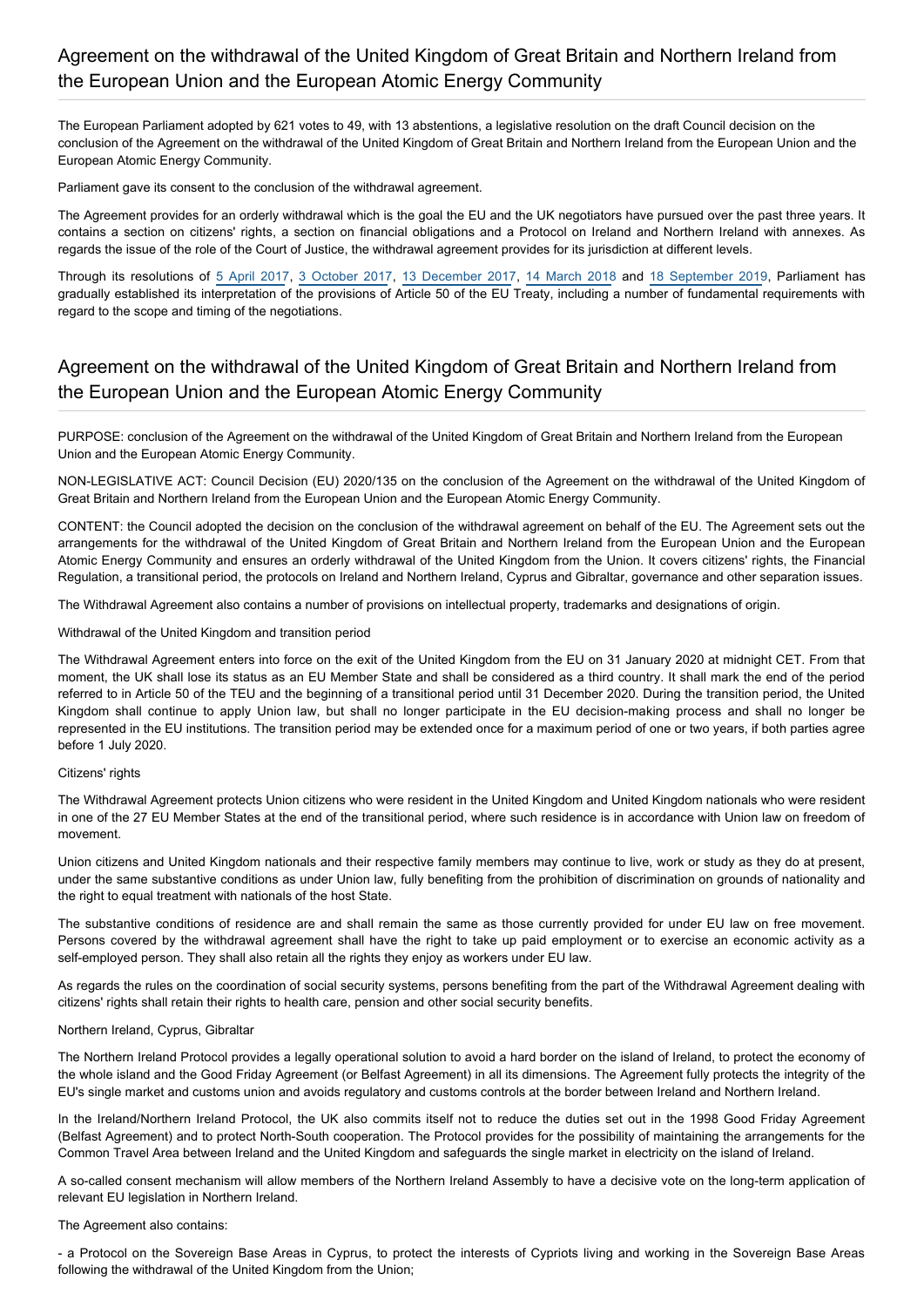## Agreement on the withdrawal of the United Kingdom of Great Britain and Northern Ireland from the European Union and the European Atomic Energy Community

The European Parliament adopted by 621 votes to 49, with 13 abstentions, a legislative resolution on the draft Council decision on the conclusion of the Agreement on the withdrawal of the United Kingdom of Great Britain and Northern Ireland from the European Union and the European Atomic Energy Community.

Parliament gave its consent to the conclusion of the withdrawal agreement.

The Agreement provides for an orderly withdrawal which is the goal the EU and the UK negotiators have pursued over the past three years. It contains a section on citizens' rights, a section on financial obligations and a Protocol on Ireland and Northern Ireland with annexes. As regards the issue of the role of the Court of Justice, the withdrawal agreement provides for its jurisdiction at different levels.

Through its resolutions of 5 April 2017, 3 October 2017, 13 December 2017, 14 March 2018 and 18 September 2019, Parliament has gradually established its interpretation of the provisions of Article 50 of the EU Treaty, including a number of fundamental requirements with regard to the scope and timing of the negotiations.

## Agreement on the withdrawal of the United Kingdom of Great Britain and Northern Ireland from the European Union and the European Atomic Energy Community

PURPOSE: conclusion of the Agreement on the withdrawal of the United Kingdom of Great Britain and Northern Ireland from the European Union and the European Atomic Energy Community.

NON-LEGISLATIVE ACT: Council Decision (EU) 2020/135 on the conclusion of the Agreement on the withdrawal of the United Kingdom of Great Britain and Northern Ireland from the European Union and the European Atomic Energy Community.

CONTENT: the Council adopted the decision on the conclusion of the withdrawal agreement on behalf of the EU. The Agreement sets out the arrangements for the withdrawal of the United Kingdom of Great Britain and Northern Ireland from the European Union and the European Atomic Energy Community and ensures an orderly withdrawal of the United Kingdom from the Union. It covers citizens' rights, the Financial Regulation, a transitional period, the protocols on Ireland and Northern Ireland, Cyprus and Gibraltar, governance and other separation issues.

The Withdrawal Agreement also contains a number of provisions on intellectual property, trademarks and designations of origin.

Withdrawal of the United Kingdom and transition period

The Withdrawal Agreement enters into force on the exit of the United Kingdom from the EU on 31 January 2020 at midnight CET. From that moment, the UK shall lose its status as an EU Member State and shall be considered as a third country. It shall mark the end of the period referred to in Article 50 of the TEU and the beginning of a transitional period until 31 December 2020. During the transition period, the United Kingdom shall continue to apply Union law, but shall no longer participate in the EU decision-making process and shall no longer be represented in the EU institutions. The transition period may be extended once for a maximum period of one or two years, if both parties agree before 1 July 2020.

Citizens' rights

The Withdrawal Agreement protects Union citizens who were resident in the United Kingdom and United Kingdom nationals who were resident in one of the 27 EU Member States at the end of the transitional period, where such residence is in accordance with Union law on freedom of movement.

Union citizens and United Kingdom nationals and their respective family members may continue to live, work or study as they do at present, under the same substantive conditions as under Union law, fully benefiting from the prohibition of discrimination on grounds of nationality and the right to equal treatment with nationals of the host State.

The substantive conditions of residence are and shall remain the same as those currently provided for under EU law on free movement. Persons covered by the withdrawal agreement shall have the right to take up paid employment or to exercise an economic activity as a self-employed person. They shall also retain all the rights they enjoy as workers under EU law.

As regards the rules on the coordination of social security systems, persons benefiting from the part of the Withdrawal Agreement dealing with citizens' rights shall retain their rights to health care, pension and other social security benefits.

Northern Ireland, Cyprus, Gibraltar

The Northern Ireland Protocol provides a legally operational solution to avoid a hard border on the island of Ireland, to protect the economy of the whole island and the Good Friday Agreement (or Belfast Agreement) in all its dimensions. The Agreement fully protects the integrity of the EU's single market and customs union and avoids regulatory and customs controls at the border between Ireland and Northern Ireland.

In the Ireland/Northern Ireland Protocol, the UK also commits itself not to reduce the duties set out in the 1998 Good Friday Agreement (Belfast Agreement) and to protect North-South cooperation. The Protocol provides for the possibility of maintaining the arrangements for the Common Travel Area between Ireland and the United Kingdom and safeguards the single market in electricity on the island of Ireland.

A so-called consent mechanism will allow members of the Northern Ireland Assembly to have a decisive vote on the long-term application of relevant EU legislation in Northern Ireland.

The Agreement also contains:

- a Protocol on the Sovereign Base Areas in Cyprus, to protect the interests of Cypriots living and working in the Sovereign Base Areas following the withdrawal of the United Kingdom from the Union;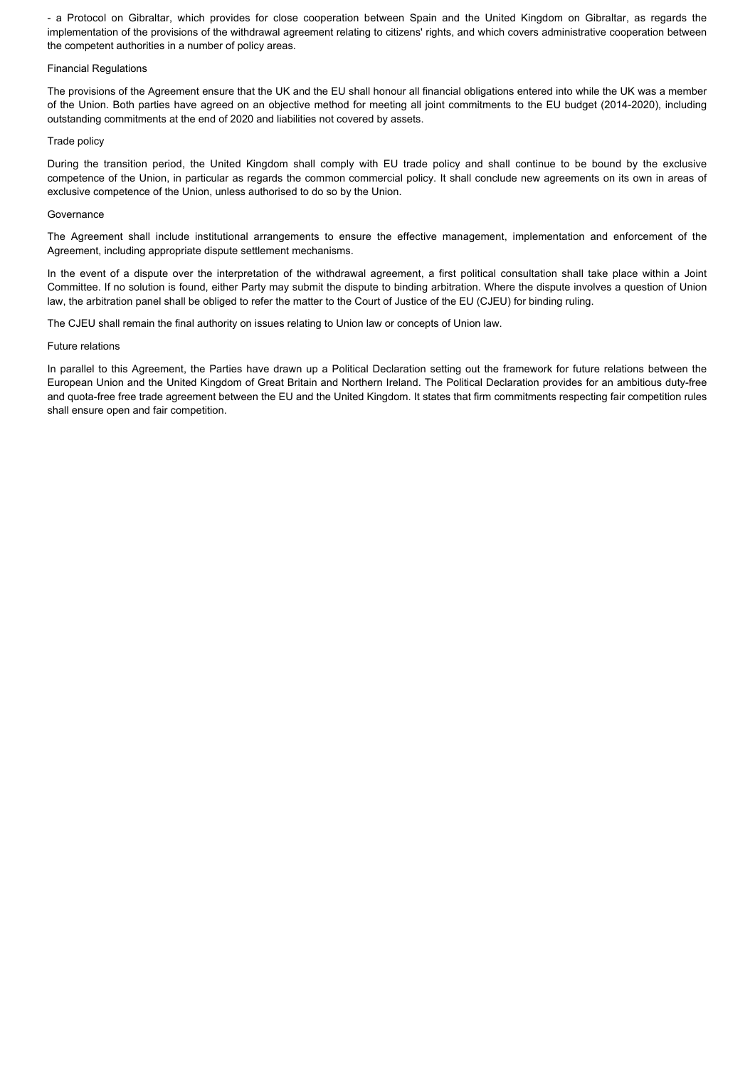- a Protocol on Gibraltar, which provides for close cooperation between Spain and the United Kingdom on Gibraltar, as regards the implementation of the provisions of the withdrawal agreement relating to citizens' rights, and which covers administrative cooperation between the competent authorities in a number of policy areas.

### Financial Regulations

The provisions of the Agreement ensure that the UK and the EU shall honour all financial obligations entered into while the UK was a member of the Union. Both parties have agreed on an objective method for meeting all joint commitments to the EU budget (2014-2020), including outstanding commitments at the end of 2020 and liabilities not covered by assets.

### Trade policy

During the transition period, the United Kingdom shall comply with EU trade policy and shall continue to be bound by the exclusive competence of the Union, in particular as regards the common commercial policy. It shall conclude new agreements on its own in areas of exclusive competence of the Union, unless authorised to do so by the Union.

### Governance

The Agreement shall include institutional arrangements to ensure the effective management, implementation and enforcement of the Agreement, including appropriate dispute settlement mechanisms.

In the event of a dispute over the interpretation of the withdrawal agreement, a first political consultation shall take place within a Joint Committee. If no solution is found, either Party may submit the dispute to binding arbitration. Where the dispute involves a question of Union law, the arbitration panel shall be obliged to refer the matter to the Court of Justice of the EU (CJEU) for binding ruling.

The CJEU shall remain the final authority on issues relating to Union law or concepts of Union law.

### Future relations

In parallel to this Agreement, the Parties have drawn up a Political Declaration setting out the framework for future relations between the European Union and the United Kingdom of Great Britain and Northern Ireland. The Political Declaration provides for an ambitious duty-free and quota-free free trade agreement between the EU and the United Kingdom. It states that firm commitments respecting fair competition rules shall ensure open and fair competition.